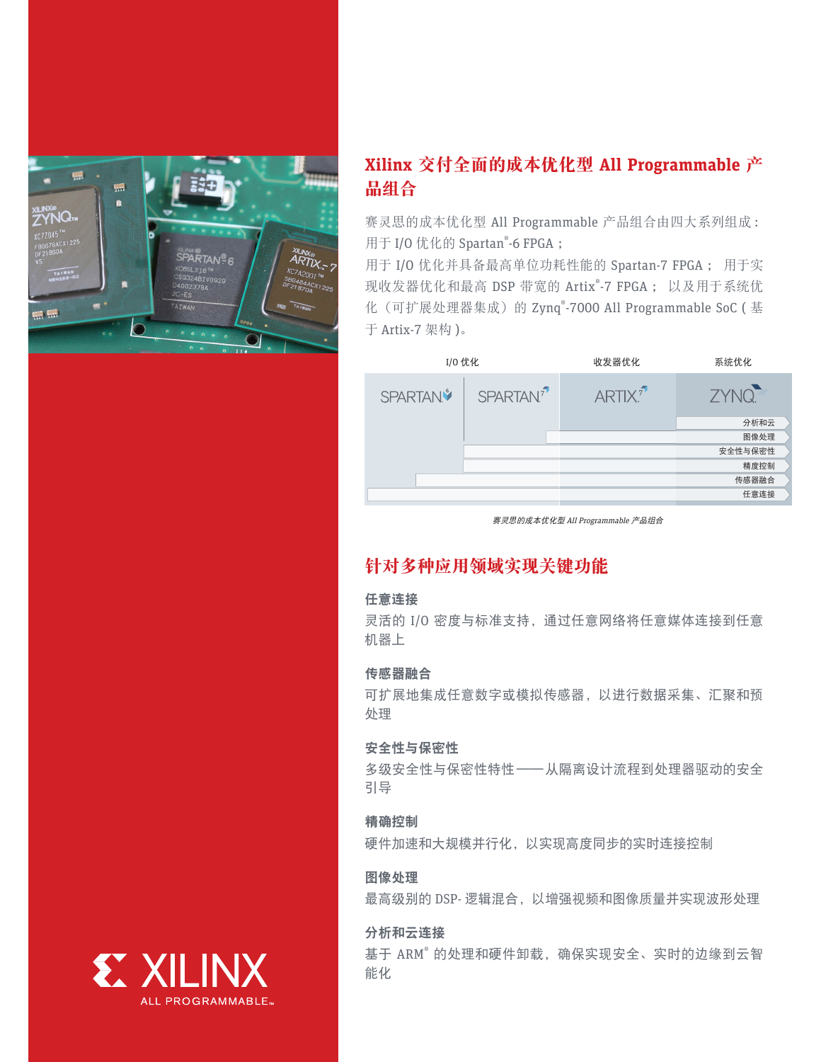## Xilinx 交付全面的成本优化型 All Programmable 产品组合

赛灵思的成本优化型 All Programmable 产品组合由四大系列组成：用于 I/O 优化的 Spartan®-6 FPGA；用于 I/O 优化并具备最高单位功耗性能的 Spartan-7 FPGA； 用于实现收发器优化和最高 DSP 带宽的 Artix®-7 FPGA； 以及用于系统优化（可扩展处理器集成）的 Zynq®-7000 All Programmable SoC ( 基于 Artix-7 架构 )。

| I/O 优化 | | 收发器优化 | 系统优化 |
|---|---|---|---|
| SPARTAN 6 | SPARTAN 7 | ARTIX 7 | ZYNQ |

分析和云、图像处理、安全性与保密性、精度控制、传感器融合、任意连接

*赛灵思的成本优化型 All Programmable 产品组合*

## 针对多种应用领域实现关键功能

**任意连接**

灵活的 I/O 密度与标准支持，通过任意网络将任意媒体连接到任意机器上

**传感器融合**

可扩展地集成任意数字或模拟传感器，以进行数据采集、汇聚和预处理

**安全性与保密性**

多级安全性与保密性特性——从隔离设计流程到处理器驱动的安全引导

**精确控制**

硬件加速和大规模并行化，以实现高度同步的实时连接控制

**图像处理**

最高级别的 DSP- 逻辑混合，以增强视频和图像质量并实现波形处理

**分析和云连接**

基于 ARM® 的处理和硬件卸载，确保实现安全、实时的边缘到云智能化

XILINX ALL PROGRAMMABLE.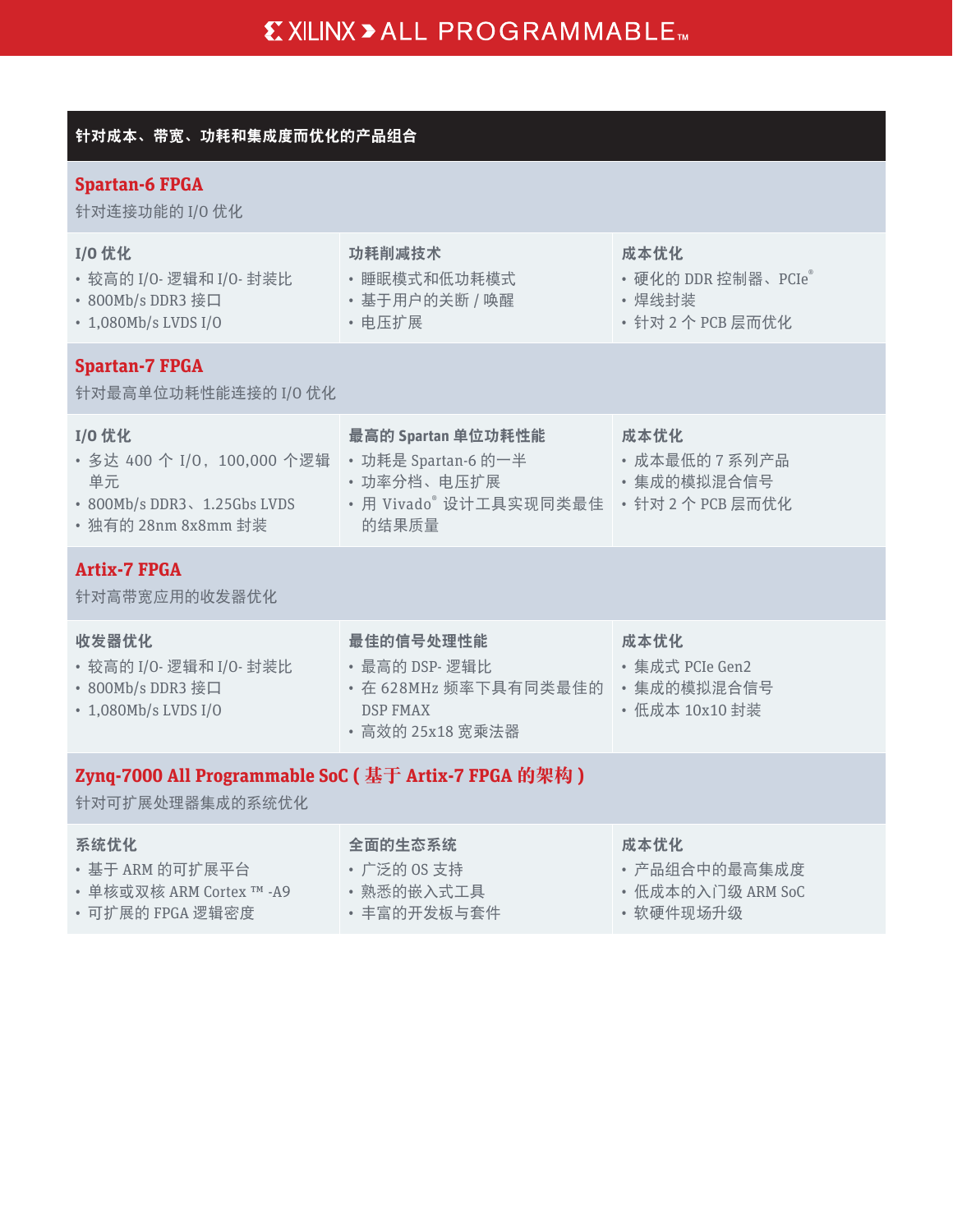## 针对成本、带宽、功耗和集成度而优化的产品组合

### Spartan-6 FPGA

针对连接功能的 I/O 优化

| I/O 优化 | 功耗削减技术 | 成本优化 |
| --- | --- | --- |
| • 较高的 I/O- 逻辑和 I/O- 封装比<br>• 800Mb/s DDR3 接口<br>• 1,080Mb/s LVDS I/O | • 睡眠模式和低功耗模式<br>• 基于用户的关断 / 唤醒<br>• 电压扩展 | • 硬化的 DDR 控制器、PCIe®<br>• 焊线封装<br>• 针对 2 个 PCB 层而优化 |

### Spartan-7 FPGA

针对最高单位功耗性能连接的 I/O 优化

| I/O 优化 | 最高的 Spartan 单位功耗性能 | 成本优化 |
| --- | --- | --- |
| • 多达 400 个 I/O，100,000 个逻辑单元<br>• 800Mb/s DDR3、1.25Gbs LVDS<br>• 独有的 28nm 8x8mm 封装 | • 功耗是 Spartan-6 的一半<br>• 功率分档、电压扩展<br>• 用 Vivado® 设计工具实现同类最佳的结果质量 | • 成本最低的 7 系列产品<br>• 集成的模拟混合信号<br>• 针对 2 个 PCB 层而优化 |

### Artix-7 FPGA

针对高带宽应用的收发器优化

| 收发器优化 | 最佳的信号处理性能 | 成本优化 |
| --- | --- | --- |
| • 较高的 I/O- 逻辑和 I/O- 封装比<br>• 800Mb/s DDR3 接口<br>• 1,080Mb/s LVDS I/O | • 最高的 DSP- 逻辑比<br>• 在 628MHz 频率下具有同类最佳的 DSP FMAX<br>• 高效的 25x18 宽乘法器 | • 集成式 PCIe Gen2<br>• 集成的模拟混合信号<br>• 低成本 10x10 封装 |

### Zynq-7000 All Programmable SoC ( 基于 Artix-7 FPGA 的架构 )

针对可扩展处理器集成的系统优化

| 系统优化 | 全面的生态系统 | 成本优化 |
| --- | --- | --- |
| • 基于 ARM 的可扩展平台<br>• 单核或双核 ARM Cortex ™ -A9<br>• 可扩展的 FPGA 逻辑密度 | • 广泛的 OS 支持<br>• 熟悉的嵌入式工具<br>• 丰富的开发板与套件 | • 产品组合中的最高集成度<br>• 低成本的入门级 ARM SoC<br>• 软硬件现场升级 |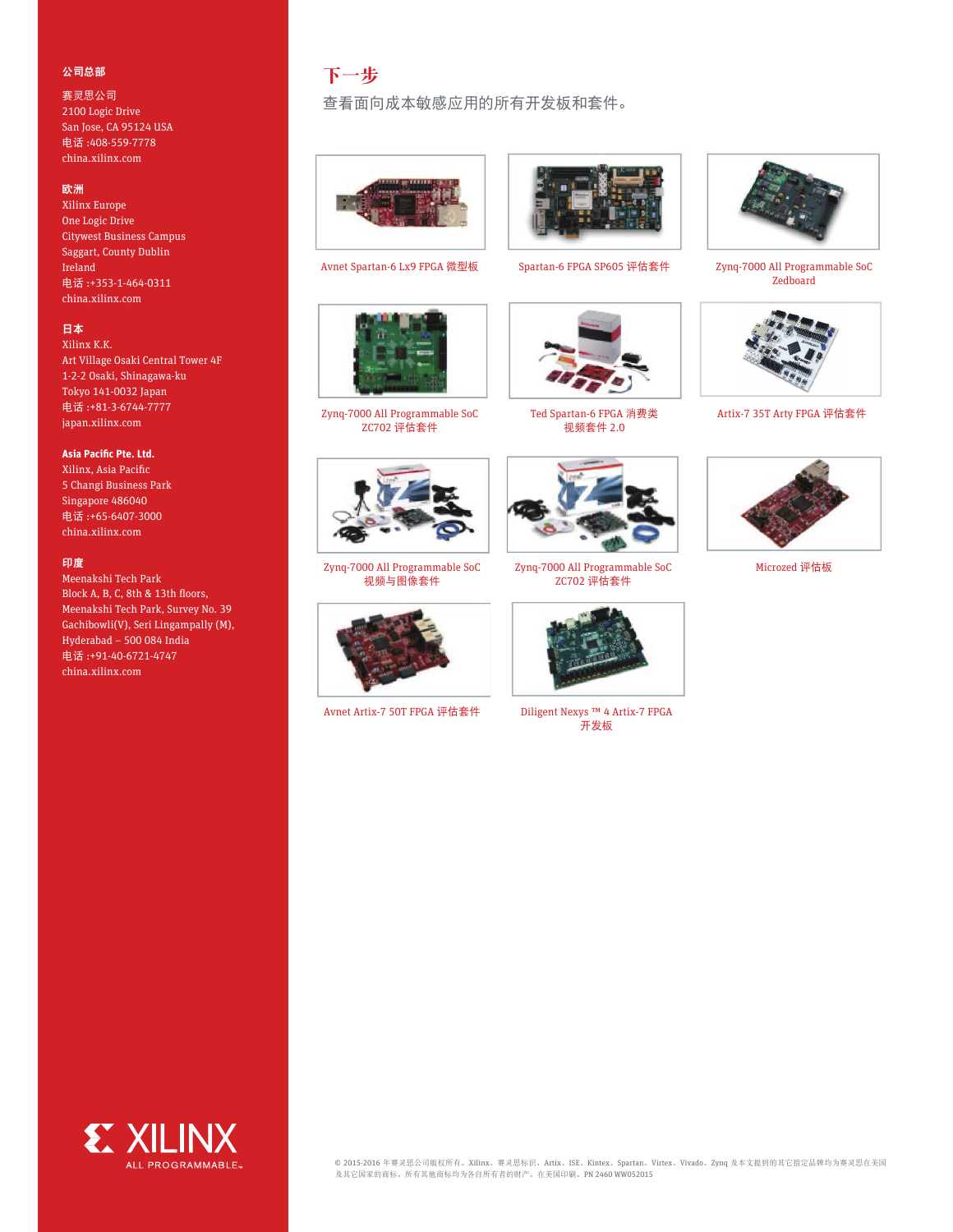**公司总部**

赛灵思公司
2100 Logic Drive
San Jose, CA 95124 USA
电话 :408-559-7778
china.xilinx.com

**欧洲**

Xilinx Europe
One Logic Drive
Citywest Business Campus
Saggart, County Dublin
Ireland
电话 :+353-1-464-0311
china.xilinx.com

**日本**

Xilinx K.K.
Art Village Osaki Central Tower 4F
1-2-2 Osaki, Shinagawa-ku
Tokyo 141-0032 Japan
电话 :+81-3-6744-7777
japan.xilinx.com

**Asia Pacific Pte. Ltd.**

Xilinx, Asia Pacific
5 Changi Business Park
Singapore 486040
电话 :+65-6407-3000
china.xilinx.com

**印度**

Meenakshi Tech Park
Block A, B, C, 8th & 13th floors,
Meenakshi Tech Park, Survey No. 39
Gachibowli(V), Seri Lingampally (M),
Hyderabad – 500 084 India
电话 :+91-40-6721-4747
china.xilinx.com

## 下一步

查看面向成本敏感应用的所有开发板和套件。

Avnet Spartan-6 Lx9 FPGA 微型板

Spartan-6 FPGA SP605 评估套件

Zynq-7000 All Programmable SoC Zedboard

Zynq-7000 All Programmable SoC ZC702 评估套件

Ted Spartan-6 FPGA 消费类视频套件 2.0

Artix-7 35T Arty FPGA 评估套件

Zynq-7000 All Programmable SoC 视频与图像套件

Zynq-7000 All Programmable SoC ZC702 评估套件

Microzed 评估板

Avnet Artix-7 50T FPGA 评估套件

Diligent Nexys ™ 4 Artix-7 FPGA 开发板

XILINX
ALL PROGRAMMABLE.

© 2015-2016 年赛灵思公司版权所有。Xilinx、赛灵思标识、Artix、ISE、Kintex、Spartan、Virtex、Vivado、Zynq 及本文提到的其它指定品牌均为赛灵思在美国及其它国家的商标。所有其他商标均为各自所有者的财产。在美国印刷。PN 2460 WW052015